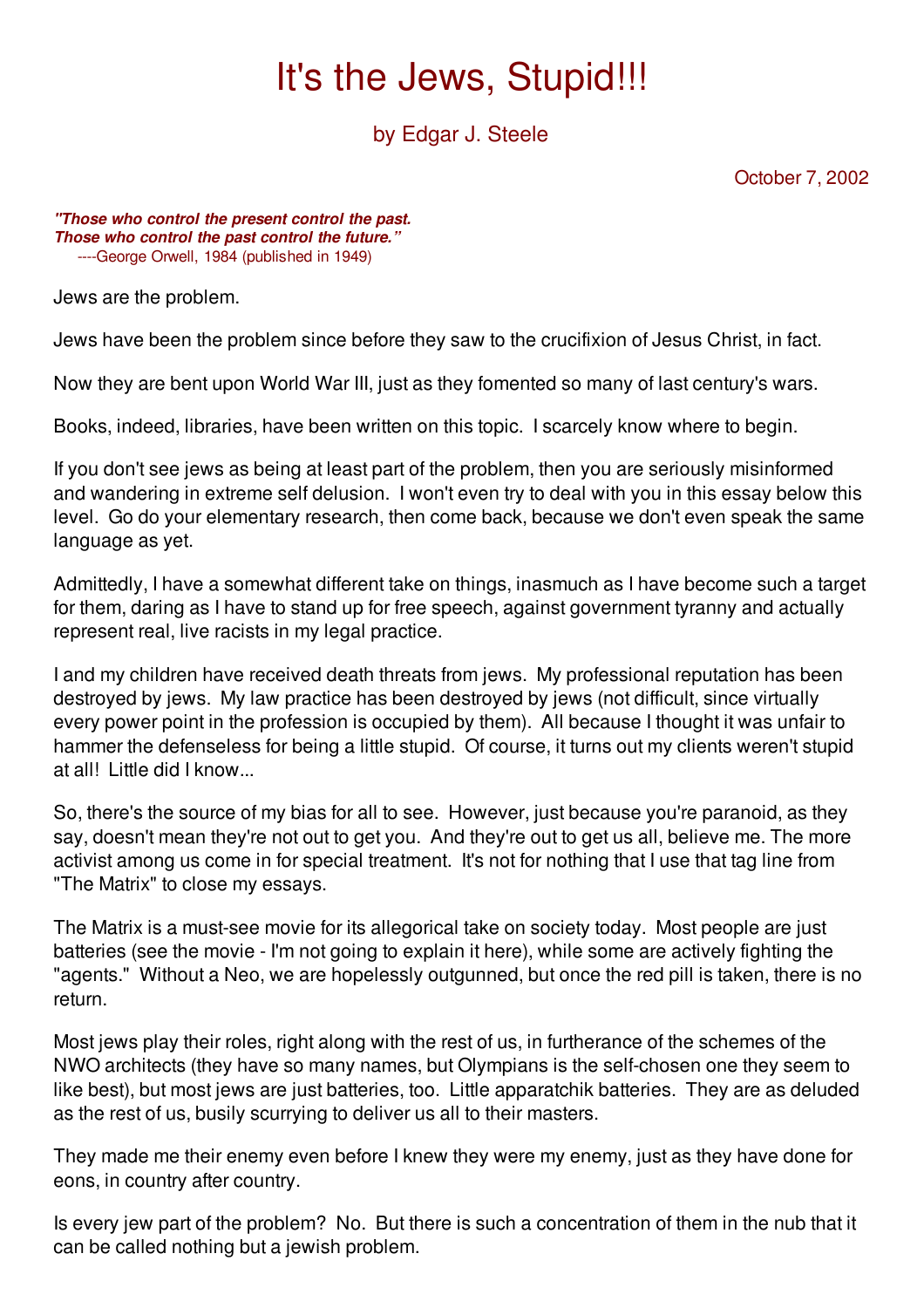# It's the Jews, Stupid!!!

## by Edgar J. Steele

October 7, 2002

***"Those who control the present control the past.***
***Those who control the past control the future."***
----George Orwell, 1984 (published in 1949)

Jews are the problem.

Jews have been the problem since before they saw to the crucifixion of Jesus Christ, in fact.

Now they are bent upon World War III, just as they fomented so many of last century's wars.

Books, indeed, libraries, have been written on this topic. I scarcely know where to begin.

If you don't see jews as being at least part of the problem, then you are seriously misinformed and wandering in extreme self delusion. I won't even try to deal with you in this essay below this level. Go do your elementary research, then come back, because we don't even speak the same language as yet.

Admittedly, I have a somewhat different take on things, inasmuch as I have become such a target for them, daring as I have to stand up for free speech, against government tyranny and actually represent real, live racists in my legal practice.

I and my children have received death threats from jews. My professional reputation has been destroyed by jews. My law practice has been destroyed by jews (not difficult, since virtually every power point in the profession is occupied by them). All because I thought it was unfair to hammer the defenseless for being a little stupid. Of course, it turns out my clients weren't stupid at all! Little did I know...

So, there's the source of my bias for all to see. However, just because you're paranoid, as they say, doesn't mean they're not out to get you. And they're out to get us all, believe me. The more activist among us come in for special treatment. It's not for nothing that I use that tag line from "The Matrix" to close my essays.

The Matrix is a must-see movie for its allegorical take on society today. Most people are just batteries (see the movie - I'm not going to explain it here), while some are actively fighting the "agents." Without a Neo, we are hopelessly outgunned, but once the red pill is taken, there is no return.

Most jews play their roles, right along with the rest of us, in furtherance of the schemes of the NWO architects (they have so many names, but Olympians is the self-chosen one they seem to like best), but most jews are just batteries, too. Little apparatchik batteries. They are as deluded as the rest of us, busily scurrying to deliver us all to their masters.

They made me their enemy even before I knew they were my enemy, just as they have done for eons, in country after country.

Is every jew part of the problem? No. But there is such a concentration of them in the nub that it can be called nothing but a jewish problem.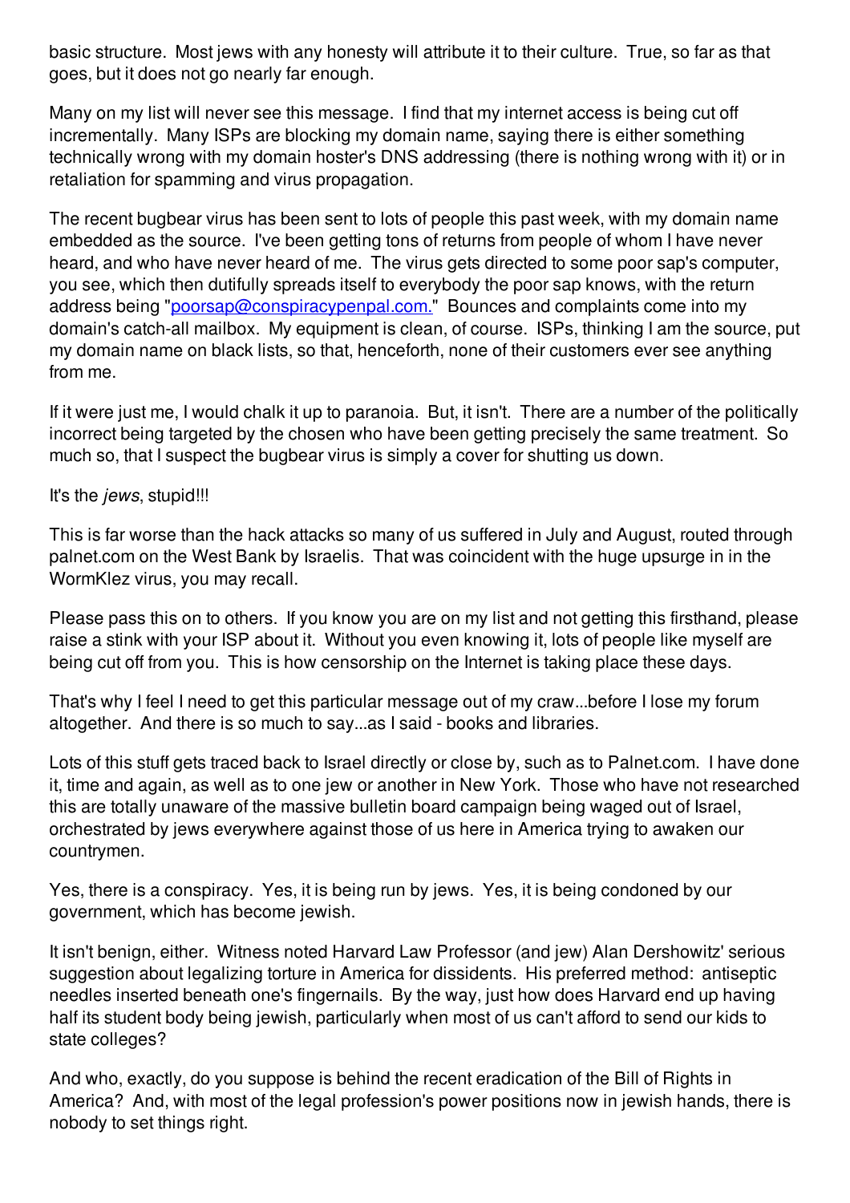basic structure. Most jews with any honesty will attribute it to their culture. True, so far as that goes, but it does not go nearly far enough.

Many on my list will never see this message. I find that my internet access is being cut off incrementally. Many ISPs are blocking my domain name, saying there is either something technically wrong with my domain hoster's DNS addressing (there is nothing wrong with it) or in retaliation for spamming and virus propagation.

The recent bugbear virus has been sent to lots of people this past week, with my domain name embedded as the source. I've been getting tons of returns from people of whom I have never heard, and who have never heard of me. The virus gets directed to some poor sap's computer, you see, which then dutifully spreads itself to everybody the poor sap knows, with the return address being "[poorsap@conspiracypenpal.com.](mailto:poorsap@conspiracypenpal.com)" Bounces and complaints come into my domain's catch-all mailbox. My equipment is clean, of course. ISPs, thinking I am the source, put my domain name on black lists, so that, henceforth, none of their customers ever see anything from me.

If it were just me, I would chalk it up to paranoia. But, it isn't. There are a number of the politically incorrect being targeted by the chosen who have been getting precisely the same treatment. So much so, that I suspect the bugbear virus is simply a cover for shutting us down.

It's the *jews*, stupid!!!

This is far worse than the hack attacks so many of us suffered in July and August, routed through palnet.com on the West Bank by Israelis. That was coincident with the huge upsurge in in the WormKlez virus, you may recall.

Please pass this on to others. If you know you are on my list and not getting this firsthand, please raise a stink with your ISP about it. Without you even knowing it, lots of people like myself are being cut off from you. This is how censorship on the Internet is taking place these days.

That's why I feel I need to get this particular message out of my craw...before I lose my forum altogether. And there is so much to say...as I said - books and libraries.

Lots of this stuff gets traced back to Israel directly or close by, such as to Palnet.com. I have done it, time and again, as well as to one jew or another in New York. Those who have not researched this are totally unaware of the massive bulletin board campaign being waged out of Israel, orchestrated by jews everywhere against those of us here in America trying to awaken our countrymen.

Yes, there is a conspiracy. Yes, it is being run by jews. Yes, it is being condoned by our government, which has become jewish.

It isn't benign, either. Witness noted Harvard Law Professor (and jew) Alan Dershowitz' serious suggestion about legalizing torture in America for dissidents. His preferred method: antiseptic needles inserted beneath one's fingernails. By the way, just how does Harvard end up having half its student body being jewish, particularly when most of us can't afford to send our kids to state colleges?

And who, exactly, do you suppose is behind the recent eradication of the Bill of Rights in America? And, with most of the legal profession's power positions now in jewish hands, there is nobody to set things right.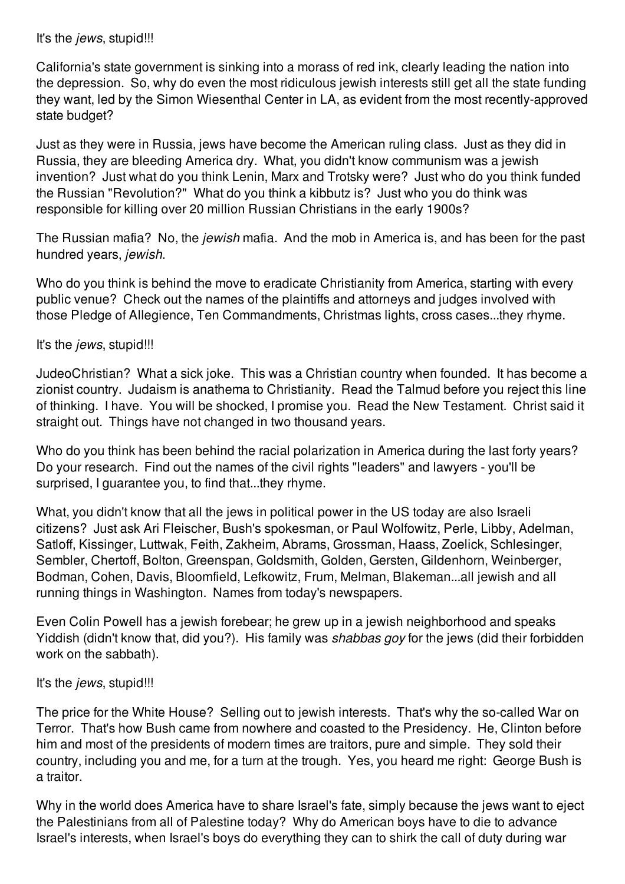It's the *jews*, stupid!!!

California's state government is sinking into a morass of red ink, clearly leading the nation into the depression. So, why do even the most ridiculous jewish interests still get all the state funding they want, led by the Simon Wiesenthal Center in LA, as evident from the most recently-approved state budget?

Just as they were in Russia, jews have become the American ruling class. Just as they did in Russia, they are bleeding America dry. What, you didn't know communism was a jewish invention? Just what do you think Lenin, Marx and Trotsky were? Just who do you think funded the Russian "Revolution?" What do you think a kibbutz is? Just who you do think was responsible for killing over 20 million Russian Christians in the early 1900s?

The Russian mafia? No, the *jewish* mafia. And the mob in America is, and has been for the past hundred years, *jewish*.

Who do you think is behind the move to eradicate Christianity from America, starting with every public venue? Check out the names of the plaintiffs and attorneys and judges involved with those Pledge of Allegience, Ten Commandments, Christmas lights, cross cases...they rhyme.

It's the *jews*, stupid!!!

JudeoChristian? What a sick joke. This was a Christian country when founded. It has become a zionist country. Judaism is anathema to Christianity. Read the Talmud before you reject this line of thinking. I have. You will be shocked, I promise you. Read the New Testament. Christ said it straight out. Things have not changed in two thousand years.

Who do you think has been behind the racial polarization in America during the last forty years? Do your research. Find out the names of the civil rights "leaders" and lawyers - you'll be surprised, I guarantee you, to find that...they rhyme.

What, you didn't know that all the jews in political power in the US today are also Israeli citizens? Just ask Ari Fleischer, Bush's spokesman, or Paul Wolfowitz, Perle, Libby, Adelman, Satloff, Kissinger, Luttwak, Feith, Zakheim, Abrams, Grossman, Haass, Zoelick, Schlesinger, Sembler, Chertoff, Bolton, Greenspan, Goldsmith, Golden, Gersten, Gildenhorn, Weinberger, Bodman, Cohen, Davis, Bloomfield, Lefkowitz, Frum, Melman, Blakeman...all jewish and all running things in Washington. Names from today's newspapers.

Even Colin Powell has a jewish forebear; he grew up in a jewish neighborhood and speaks Yiddish (didn't know that, did you?). His family was *shabbas goy* for the jews (did their forbidden work on the sabbath).

It's the *jews*, stupid!!!

The price for the White House? Selling out to jewish interests. That's why the so-called War on Terror. That's how Bush came from nowhere and coasted to the Presidency. He, Clinton before him and most of the presidents of modern times are traitors, pure and simple. They sold their country, including you and me, for a turn at the trough. Yes, you heard me right: George Bush is a traitor.

Why in the world does America have to share Israel's fate, simply because the jews want to eject the Palestinians from all of Palestine today? Why do American boys have to die to advance Israel's interests, when Israel's boys do everything they can to shirk the call of duty during war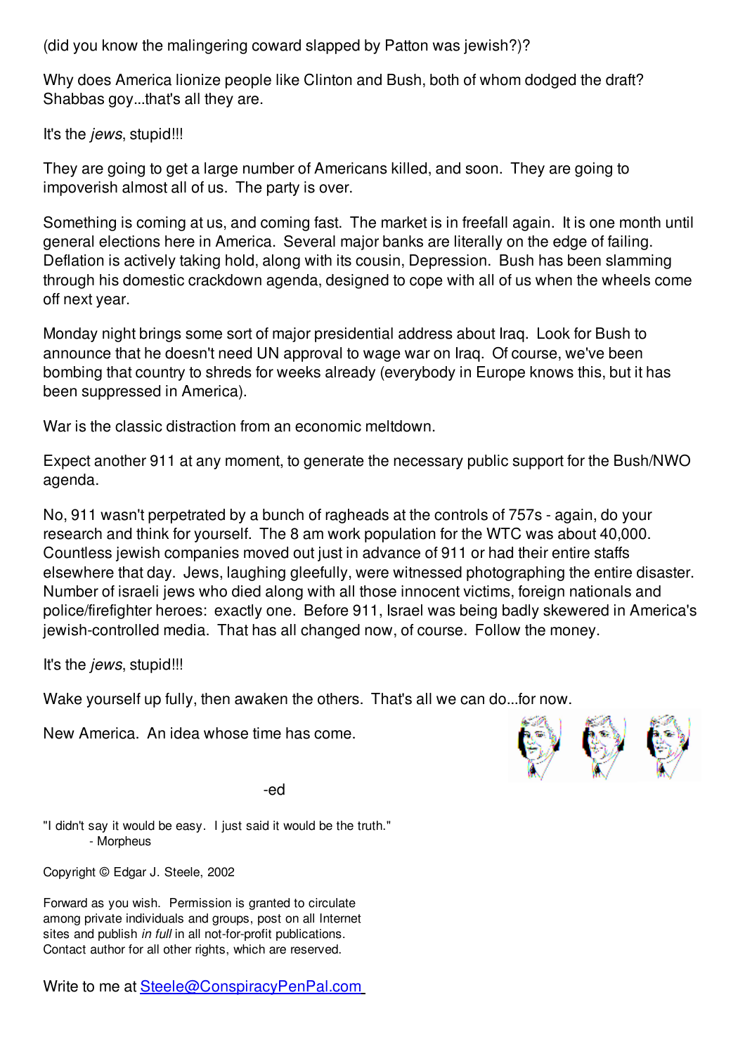(did you know the malingering coward slapped by Patton was jewish?)?

Why does America lionize people like Clinton and Bush, both of whom dodged the draft? Shabbas goy...that's all they are.

It's the *jews*, stupid!!!

They are going to get a large number of Americans killed, and soon. They are going to impoverish almost all of us. The party is over.

Something is coming at us, and coming fast. The market is in freefall again. It is one month until general elections here in America. Several major banks are literally on the edge of failing. Deflation is actively taking hold, along with its cousin, Depression. Bush has been slamming through his domestic crackdown agenda, designed to cope with all of us when the wheels come off next year.

Monday night brings some sort of major presidential address about Iraq. Look for Bush to announce that he doesn't need UN approval to wage war on Iraq. Of course, we've been bombing that country to shreds for weeks already (everybody in Europe knows this, but it has been suppressed in America).

War is the classic distraction from an economic meltdown.

Expect another 911 at any moment, to generate the necessary public support for the Bush/NWO agenda.

No, 911 wasn't perpetrated by a bunch of ragheads at the controls of 757s - again, do your research and think for yourself. The 8 am work population for the WTC was about 40,000. Countless jewish companies moved out just in advance of 911 or had their entire staffs elsewhere that day. Jews, laughing gleefully, were witnessed photographing the entire disaster. Number of israeli jews who died along with all those innocent victims, foreign nationals and police/firefighter heroes: exactly one. Before 911, Israel was being badly skewered in America's jewish-controlled media. That has all changed now, of course. Follow the money.

It's the *jews*, stupid!!!

Wake yourself up fully, then awaken the others. That's all we can do...for now.

New America. An idea whose time has come.

-ed

"I didn't say it would be easy. I just said it would be the truth."
- Morpheus

Copyright © Edgar J. Steele, 2002

Forward as you wish. Permission is granted to circulate among private individuals and groups, post on all Internet sites and publish *in full* in all not-for-profit publications. Contact author for all other rights, which are reserved.

Write to me at [Steele@ConspiracyPenPal.com](mailto:Steele@ConspiracyPenPal.com)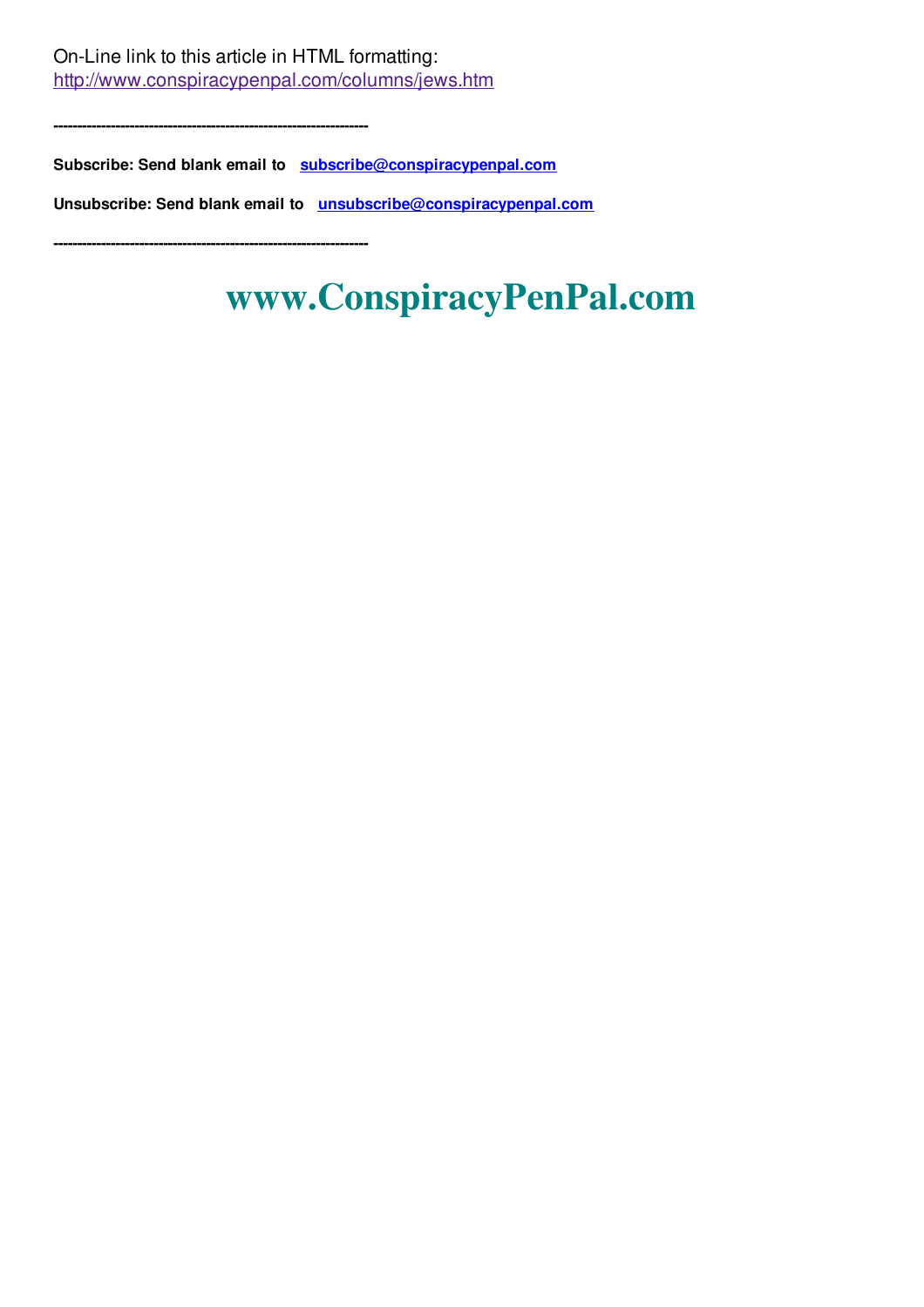On-Line link to this article in HTML formatting:
http://www.conspiracypenpal.com/columns/jews.htm

---

**Subscribe: Send blank email to subscribe@conspiracypenpal.com**

**Unsubscribe: Send blank email to unsubscribe@conspiracypenpal.com**

---

# www.ConspiracyPenPal.com